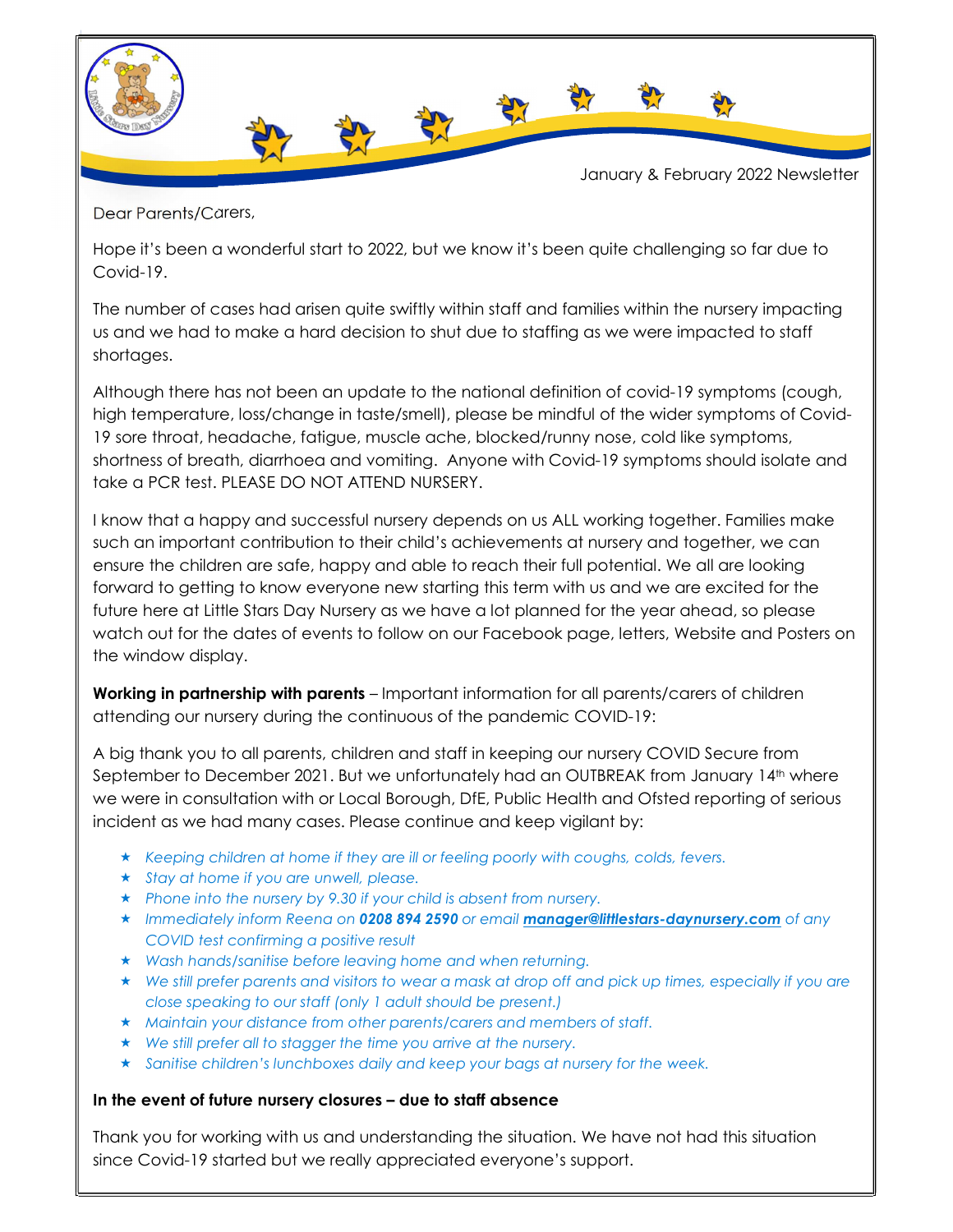January & February 2022 Newsletter

Dear Parents/Carers,

Hope it's been a wonderful start to 2022, but we know it's been quite challenging so far due to Covid-19.

The number of cases had arisen quite swiftly within staff and families within the nursery impacting us and we had to make a hard decision to shut due to staffing as we were impacted to staff shortages.

Although there has not been an update to the national definition of covid-19 symptoms (cough, high temperature, loss/change in taste/smell), please be mindful of the wider symptoms of Covid-19 sore throat, headache, fatigue, muscle ache, blocked/runny nose, cold like symptoms, shortness of breath, diarrhoea and vomiting. Anyone with Covid-19 symptoms should isolate and take a PCR test. PLEASE DO NOT ATTEND NURSERY.

I know that a happy and successful nursery depends on us ALL working together. Families make such an important contribution to their child's achievements at nursery and together, we can ensure the children are safe, happy and able to reach their full potential. We all are looking forward to getting to know everyone new starting this term with us and we are excited for the future here at Little Stars Day Nursery as we have a lot planned for the year ahead, so please watch out for the dates of events to follow on our Facebook page, letters, Website and Posters on the window display.

**Working in partnership with parents** – Important information for all parents/carers of children attending our nursery during the continuous of the pandemic COVID-19:

A big thank you to all parents, children and staff in keeping our nursery COVID Secure from September to December 2021. But we unfortunately had an OUTBREAK from January 14th where we were in consultation with or Local Borough, DfE, Public Health and Ofsted reporting of serious incident as we had many cases. Please continue and keep vigilant by:

- *Keeping children at home if they are ill or feeling poorly with coughs, colds, fevers.*
- *Stay at home if you are unwell, please.*
- *Phone into the nursery by 9.30 if your child is absent from nursery.*
- *Immediately inform Reena on **0208 894 2590** or email **manager@littlestars-daynursery.com** of any COVID test confirming a positive result*
- *Wash hands/sanitise before leaving home and when returning.*
- *We still prefer parents and visitors to wear a mask at drop off and pick up times, especially if you are close speaking to our staff (only 1 adult should be present.)*
- *Maintain your distance from other parents/carers and members of staff.*
- *We still prefer all to stagger the time you arrive at the nursery.*
- *Sanitise children's lunchboxes daily and keep your bags at nursery for the week.*

**In the event of future nursery closures – due to staff absence**

Thank you for working with us and understanding the situation. We have not had this situation since Covid-19 started but we really appreciated everyone's support.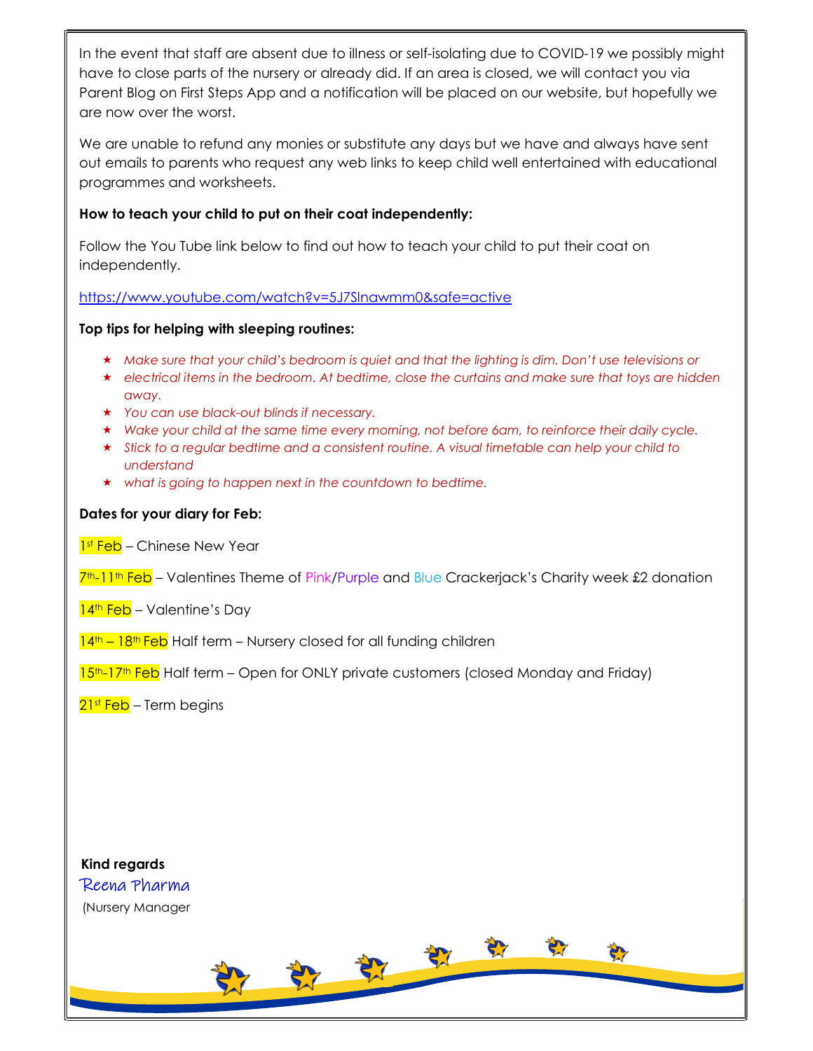In the event that staff are absent due to illness or self-isolating due to COVID-19 we possibly might have to close parts of the nursery or already did. If an area is closed, we will contact you via Parent Blog on First Steps App and a notification will be placed on our website, but hopefully we are now over the worst.

We are unable to refund any monies or substitute any days but we have and always have sent out emails to parents who request any web links to keep child well entertained with educational programmes and worksheets.

**How to teach your child to put on their coat independently:**

Follow the You Tube link below to find out how to teach your child to put their coat on independently.

https://www.youtube.com/watch?v=5J7Slnawmm0&safe=active

**Top tips for helping with sleeping routines:**

- *Make sure that your child's bedroom is quiet and that the lighting is dim. Don't use televisions or*
- *electrical items in the bedroom. At bedtime, close the curtains and make sure that toys are hidden away.*
- *You can use black-out blinds if necessary.*
- *Wake your child at the same time every morning, not before 6am, to reinforce their daily cycle.*
- *Stick to a regular bedtime and a consistent routine. A visual timetable can help your child to understand*
- *what is going to happen next in the countdown to bedtime.*

**Dates for your diary for Feb:**

1st Feb – Chinese New Year

7th-11th Feb – Valentines Theme of Pink/Purple and Blue Crackerjack's Charity week £2 donation

14th Feb – Valentine's Day

14th – 18th Feb Half term – Nursery closed for all funding children

15th-17th Feb Half term – Open for ONLY private customers (closed Monday and Friday)

21st Feb – Term begins

**Kind regards**

Reena Pharma

(Nursery Manager